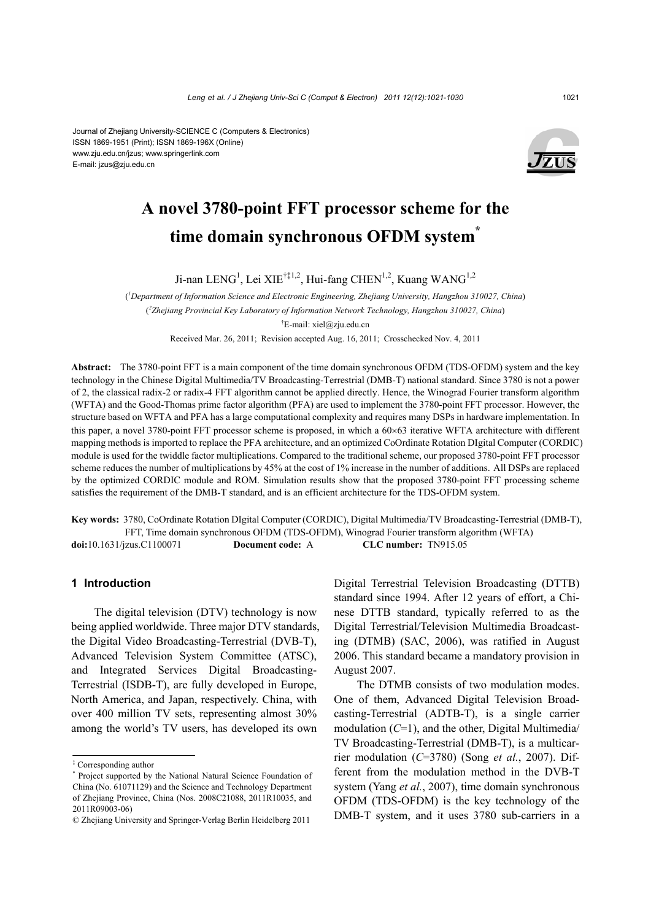Journal of Zhejiang University-SCIENCE C (Computers & Electronics)
ISSN 1869-1951 (Print); ISSN 1869-196X (Online)
www.zju.edu.cn/jzus; www.springerlink.com
E-mail: jzus@zju.edu.cn

# A novel 3780-point FFT processor scheme for the time domain synchronous OFDM system*

Ji-nan LENG[1], Lei XIE[†‡1,2], Hui-fang CHEN[1,2], Kuang WANG[1,2]

([1]Department of Information Science and Electronic Engineering, Zhejiang University, Hangzhou 310027, China)

([2]Zhejiang Provincial Key Laboratory of Information Network Technology, Hangzhou 310027, China)

[†]E-mail: xiel@zju.edu.cn

Received Mar. 26, 2011; Revision accepted Aug. 16, 2011; Crosschecked Nov. 4, 2011

**Abstract:** The 3780-point FFT is a main component of the time domain synchronous OFDM (TDS-OFDM) system and the key technology in the Chinese Digital Multimedia/TV Broadcasting-Terrestrial (DMB-T) national standard. Since 3780 is not a power of 2, the classical radix-2 or radix-4 FFT algorithm cannot be applied directly. Hence, the Winograd Fourier transform algorithm (WFTA) and the Good-Thomas prime factor algorithm (PFA) are used to implement the 3780-point FFT processor. However, the structure based on WFTA and PFA has a large computational complexity and requires many DSPs in hardware implementation. In this paper, a novel 3780-point FFT processor scheme is proposed, in which a 60×63 iterative WFTA architecture with different mapping methods is imported to replace the PFA architecture, and an optimized CoOrdinate Rotation DIgital Computer (CORDIC) module is used for the twiddle factor multiplications. Compared to the traditional scheme, our proposed 3780-point FFT processor scheme reduces the number of multiplications by 45% at the cost of 1% increase in the number of additions. All DSPs are replaced by the optimized CORDIC module and ROM. Simulation results show that the proposed 3780-point FFT processing scheme satisfies the requirement of the DMB-T standard, and is an efficient architecture for the TDS-OFDM system.

**Key words:** 3780, CoOrdinate Rotation DIgital Computer (CORDIC), Digital Multimedia/TV Broadcasting-Terrestrial (DMB-T), FFT, Time domain synchronous OFDM (TDS-OFDM), Winograd Fourier transform algorithm (WFTA)

**doi:** 10.1631/jzus.C1100071 **Document code:** A **CLC number:** TN915.05

## 1 Introduction

The digital television (DTV) technology is now being applied worldwide. Three major DTV standards, the Digital Video Broadcasting-Terrestrial (DVB-T), Advanced Television System Committee (ATSC), and Integrated Services Digital Broadcasting-Terrestrial (ISDB-T), are fully developed in Europe, North America, and Japan, respectively. China, with over 400 million TV sets, representing almost 30% among the world's TV users, has developed its own Digital Terrestrial Television Broadcasting (DTTB) standard since 1994. After 12 years of effort, a Chinese DTTB standard, typically referred to as the Digital Terrestrial/Television Multimedia Broadcasting (DTMB) (SAC, 2006), was ratified in August 2006. This standard became a mandatory provision in August 2007.

The DTMB consists of two modulation modes. One of them, Advanced Digital Television Broadcasting-Terrestrial (ADTB-T), is a single carrier modulation ($C$=1), and the other, Digital Multimedia/TV Broadcasting-Terrestrial (DMB-T), is a multicarrier modulation ($C$=3780) (Song *et al.*, 2007). Different from the modulation method in the DVB-T system (Yang *et al.*, 2007), time domain synchronous OFDM (TDS-OFDM) is the key technology of the DMB-T system, and it uses 3780 sub-carriers in a

---

[‡] Corresponding author

[*] Project supported by the National Natural Science Foundation of China (No. 61071129) and the Science and Technology Department of Zhejiang Province, China (Nos. 2008C21088, 2011R10035, and 2011R09003-06)

© Zhejiang University and Springer-Verlag Berlin Heidelberg 2011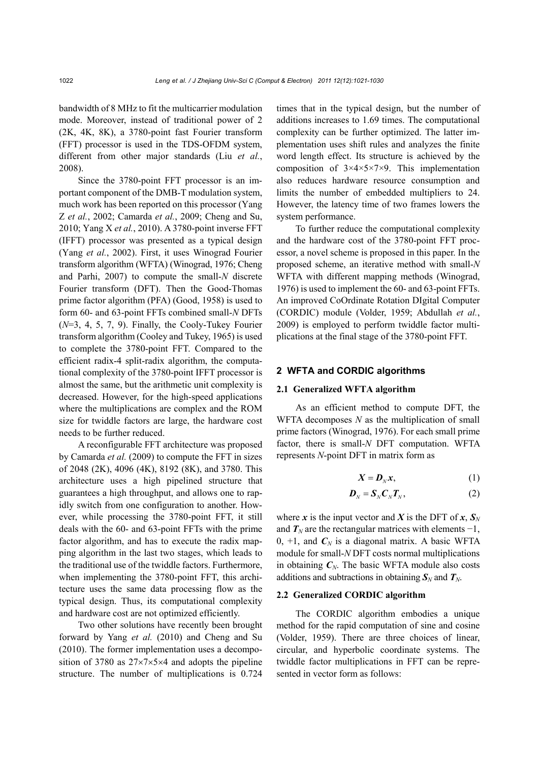bandwidth of 8 MHz to fit the multicarrier modulation mode. Moreover, instead of traditional power of 2 (2K, 4K, 8K), a 3780-point fast Fourier transform (FFT) processor is used in the TDS-OFDM system, different from other major standards (Liu *et al.*, 2008).

Since the 3780-point FFT processor is an important component of the DMB-T modulation system, much work has been reported on this processor (Yang Z *et al.*, 2002; Camarda *et al.*, 2009; Cheng and Su, 2010; Yang X *et al.*, 2010). A 3780-point inverse FFT (IFFT) processor was presented as a typical design (Yang *et al.*, 2002). First, it uses Winograd Fourier transform algorithm (WFTA) (Winograd, 1976; Cheng and Parhi, 2007) to compute the small-$N$ discrete Fourier transform (DFT). Then the Good-Thomas prime factor algorithm (PFA) (Good, 1958) is used to form 60- and 63-point FFTs combined small-$N$ DFTs ($N$=3, 4, 5, 7, 9). Finally, the Cooly-Tukey Fourier transform algorithm (Cooley and Tukey, 1965) is used to complete the 3780-point FFT. Compared to the efficient radix-4 split-radix algorithm, the computational complexity of the 3780-point IFFT processor is almost the same, but the arithmetic unit complexity is decreased. However, for the high-speed applications where the multiplications are complex and the ROM size for twiddle factors are large, the hardware cost needs to be further reduced.

A reconfigurable FFT architecture was proposed by Camarda *et al.* (2009) to compute the FFT in sizes of 2048 (2K), 4096 (4K), 8192 (8K), and 3780. This architecture uses a high pipelined structure that guarantees a high throughput, and allows one to rapidly switch from one configuration to another. However, while processing the 3780-point FFT, it still deals with the 60- and 63-point FFTs with the prime factor algorithm, and has to execute the radix mapping algorithm in the last two stages, which leads to the traditional use of the twiddle factors. Furthermore, when implementing the 3780-point FFT, this architecture uses the same data processing flow as the typical design. Thus, its computational complexity and hardware cost are not optimized efficiently.

Two other solutions have recently been brought forward by Yang *et al.* (2010) and Cheng and Su (2010). The former implementation uses a decomposition of 3780 as 27×7×5×4 and adopts the pipeline structure. The number of multiplications is 0.724 times that in the typical design, but the number of additions increases to 1.69 times. The computational complexity can be further optimized. The latter implementation uses shift rules and analyzes the finite word length effect. Its structure is achieved by the composition of 3×4×5×7×9. This implementation also reduces hardware resource consumption and limits the number of embedded multipliers to 24. However, the latency time of two frames lowers the system performance.

To further reduce the computational complexity and the hardware cost of the 3780-point FFT processor, a novel scheme is proposed in this paper. In the proposed scheme, an iterative method with small-$N$ WFTA with different mapping methods (Winograd, 1976) is used to implement the 60- and 63-point FFTs. An improved CoOrdinate Rotation DIgital Computer (CORDIC) module (Volder, 1959; Abdullah *et al.*, 2009) is employed to perform twiddle factor multiplications at the final stage of the 3780-point FFT.

## 2 WFTA and CORDIC algorithms

### 2.1 Generalized WFTA algorithm

As an efficient method to compute DFT, the WFTA decomposes $N$ as the multiplication of small prime factors (Winograd, 1976). For each small prime factor, there is small-$N$ DFT computation. WFTA represents $N$-point DFT in matrix form as

$$\boldsymbol{X} = \boldsymbol{D}_N \boldsymbol{x}, \tag{1}$$

$$\boldsymbol{D}_N = \boldsymbol{S}_N \boldsymbol{C}_N \boldsymbol{T}_N, \tag{2}$$

where $\boldsymbol{x}$ is the input vector and $\boldsymbol{X}$ is the DFT of $\boldsymbol{x}$, $\boldsymbol{S}_N$ and $\boldsymbol{T}_N$ are the rectangular matrices with elements −1, 0, +1, and $\boldsymbol{C}_N$ is a diagonal matrix. A basic WFTA module for small-$N$ DFT costs normal multiplications in obtaining $\boldsymbol{C}_N$. The basic WFTA module also costs additions and subtractions in obtaining $\boldsymbol{S}_N$ and $\boldsymbol{T}_N$.

### 2.2 Generalized CORDIC algorithm

The CORDIC algorithm embodies a unique method for the rapid computation of sine and cosine (Volder, 1959). There are three choices of linear, circular, and hyperbolic coordinate systems. The twiddle factor multiplications in FFT can be represented in vector form as follows: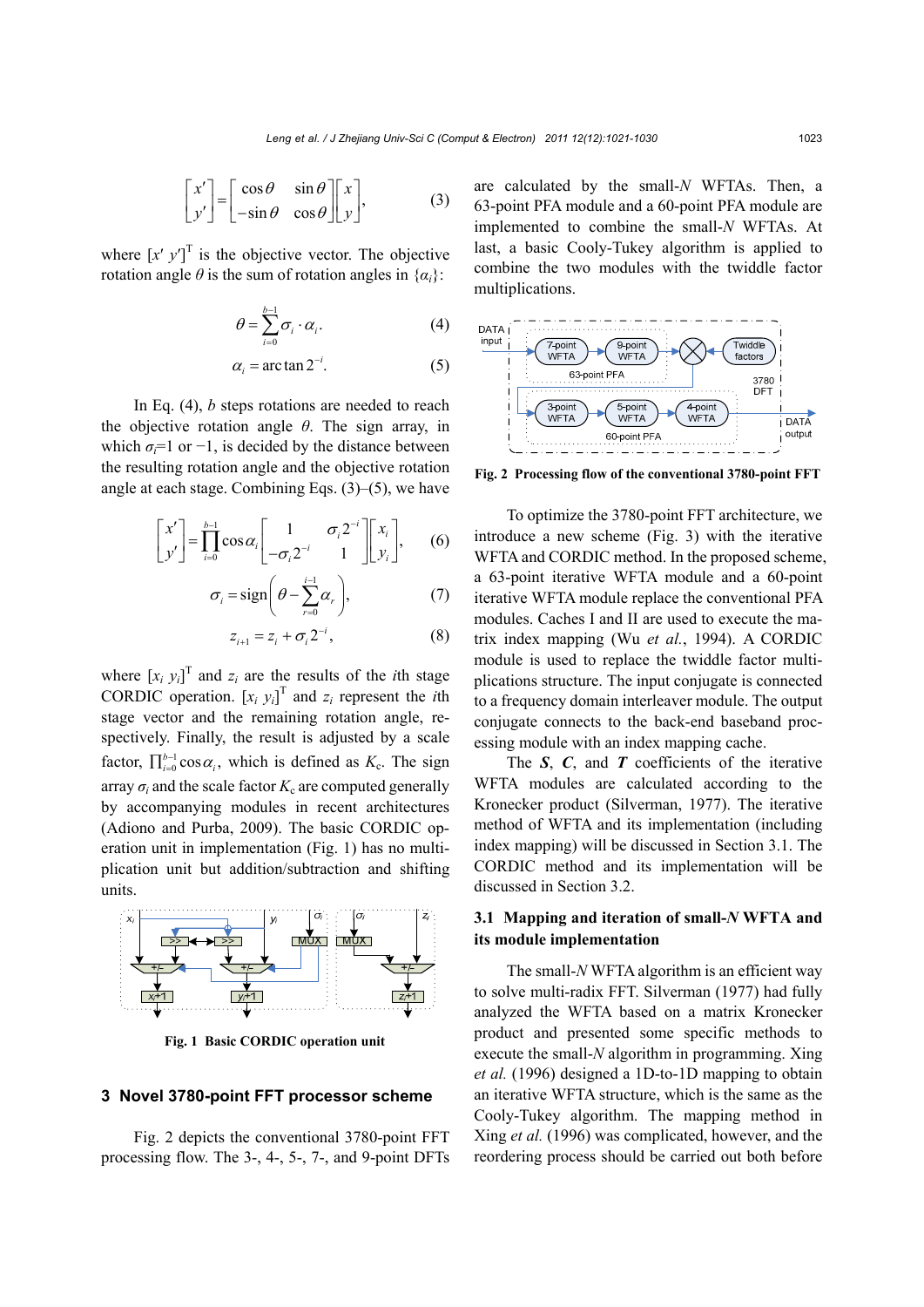$$\begin{bmatrix} x' \\ y' \end{bmatrix} = \begin{bmatrix} \cos\theta & \sin\theta \\ -\sin\theta & \cos\theta \end{bmatrix} \begin{bmatrix} x \\ y \end{bmatrix}, \tag{3}$$

where $[x'\ y']^{\mathrm{T}}$ is the objective vector. The objective rotation angle $\theta$ is the sum of rotation angles in $\{\alpha_i\}$:

$$\theta = \sum_{i=0}^{b-1} \sigma_i \cdot \alpha_i. \tag{4}$$

$$\alpha_i = \arctan 2^{-i}. \tag{5}$$

In Eq. (4), $b$ steps rotations are needed to reach the objective rotation angle $\theta$. The sign array, in which $\sigma_i$=1 or −1, is decided by the distance between the resulting rotation angle and the objective rotation angle at each stage. Combining Eqs. (3)–(5), we have

$$\begin{bmatrix} x' \\ y' \end{bmatrix} = \prod_{i=0}^{b-1} \cos\alpha_i \begin{bmatrix} 1 & \sigma_i 2^{-i} \\ -\sigma_i 2^{-i} & 1 \end{bmatrix} \begin{bmatrix} x_i \\ y_i \end{bmatrix}, \tag{6}$$

$$\sigma_i = \mathrm{sign}\left(\theta - \sum_{r=0}^{i-1} \alpha_r\right), \tag{7}$$

$$z_{i+1} = z_i + \sigma_i 2^{-i}, \tag{8}$$

where $[x_i\ y_i]^{\mathrm{T}}$ and $z_i$ are the results of the $i$th stage CORDIC operation. $[x_i\ y_i]^{\mathrm{T}}$ and $z_i$ represent the $i$th stage vector and the remaining rotation angle, respectively. Finally, the result is adjusted by a scale factor, $\prod_{i=0}^{b-1}\cos\alpha_i$, which is defined as $K_{\mathrm{c}}$. The sign array $\sigma_i$ and the scale factor $K_{\mathrm{c}}$ are computed generally by accompanying modules in recent architectures (Adiono and Purba, 2009). The basic CORDIC operation unit in implementation (Fig. 1) has no multiplication unit but addition/subtraction and shifting units.

**Fig. 1 Basic CORDIC operation unit**

## 3 Novel 3780-point FFT processor scheme

Fig. 2 depicts the conventional 3780-point FFT processing flow. The 3-, 4-, 5-, 7-, and 9-point DFTs are calculated by the small-$N$ WFTAs. Then, a 63-point PFA module and a 60-point PFA module are implemented to combine the small-$N$ WFTAs. At last, a basic Cooly-Tukey algorithm is applied to combine the two modules with the twiddle factor multiplications.

**Fig. 2 Processing flow of the conventional 3780-point FFT**

To optimize the 3780-point FFT architecture, we introduce a new scheme (Fig. 3) with the iterative WFTA and CORDIC method. In the proposed scheme, a 63-point iterative WFTA module and a 60-point iterative WFTA module replace the conventional PFA modules. Caches I and II are used to execute the matrix index mapping (Wu *et al.*, 1994). A CORDIC module is used to replace the twiddle factor multiplications structure. The input conjugate is connected to a frequency domain interleaver module. The output conjugate connects to the back-end baseband processing module with an index mapping cache.

The ***S***, ***C***, and ***T*** coefficients of the iterative WFTA modules are calculated according to the Kronecker product (Silverman, 1977). The iterative method of WFTA and its implementation (including index mapping) will be discussed in Section 3.1. The CORDIC method and its implementation will be discussed in Section 3.2.

### 3.1 Mapping and iteration of small-$N$ WFTA and its module implementation

The small-$N$ WFTA algorithm is an efficient way to solve multi-radix FFT. Silverman (1977) had fully analyzed the WFTA based on a matrix Kronecker product and presented some specific methods to execute the small-$N$ algorithm in programming. Xing *et al.* (1996) designed a 1D-to-1D mapping to obtain an iterative WFTA structure, which is the same as the Cooly-Tukey algorithm. The mapping method in Xing *et al.* (1996) was complicated, however, and the reordering process should be carried out both before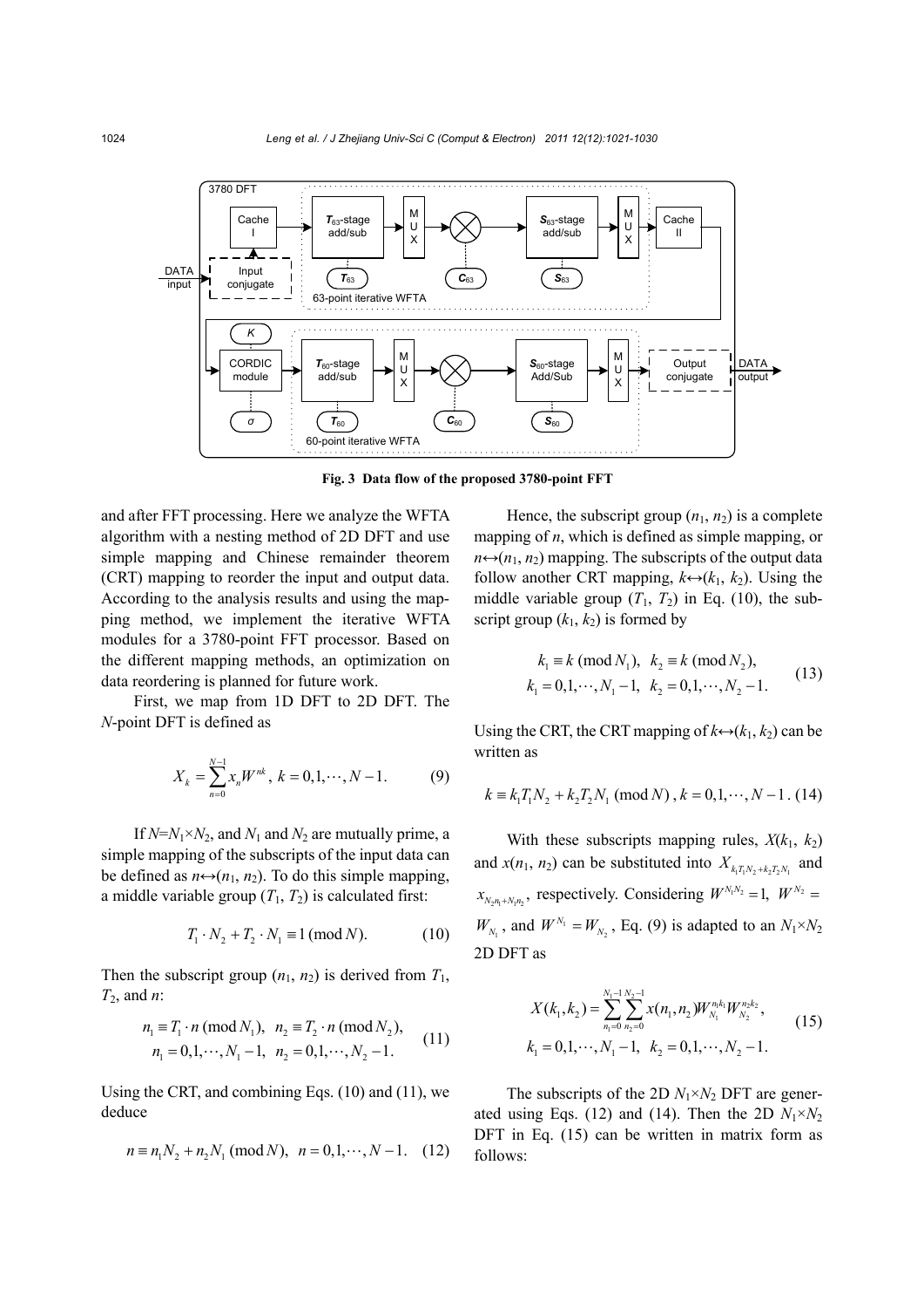Fig. 3 Data flow of the proposed 3780-point FFT

and after FFT processing. Here we analyze the WFTA algorithm with a nesting method of 2D DFT and use simple mapping and Chinese remainder theorem (CRT) mapping to reorder the input and output data. According to the analysis results and using the mapping method, we implement the iterative WFTA modules for a 3780-point FFT processor. Based on the different mapping methods, an optimization on data reordering is planned for future work.

First, we map from 1D DFT to 2D DFT. The $N$-point DFT is defined as

$$X_k = \sum_{n=0}^{N-1} x_n W^{nk},\ k = 0,1,\cdots,N-1. \tag{9}$$

If $N=N_1\times N_2$, and $N_1$ and $N_2$ are mutually prime, a simple mapping of the subscripts of the input data can be defined as $n\leftrightarrow(n_1, n_2)$. To do this simple mapping, a middle variable group $(T_1, T_2)$ is calculated first:

$$T_1 \cdot N_2 + T_2 \cdot N_1 \equiv 1\ (\mathrm{mod}\ N). \tag{10}$$

Then the subscript group $(n_1, n_2)$ is derived from $T_1$, $T_2$, and $n$:

$$\begin{aligned} &n_1 \equiv T_1 \cdot n\ (\mathrm{mod}\ N_1),\ \ n_2 \equiv T_2 \cdot n\ (\mathrm{mod}\ N_2), \\ &n_1 = 0,1,\cdots,N_1-1,\ \ n_2 = 0,1,\cdots,N_2-1. \end{aligned} \tag{11}$$

Using the CRT, and combining Eqs. (10) and (11), we deduce

$$n \equiv n_1 N_2 + n_2 N_1\ (\mathrm{mod}\ N),\ \ n = 0,1,\cdots,N-1. \tag{12}$$

Hence, the subscript group $(n_1, n_2)$ is a complete mapping of $n$, which is defined as simple mapping, or $n\leftrightarrow(n_1, n_2)$ mapping. The subscripts of the output data follow another CRT mapping, $k\leftrightarrow(k_1, k_2)$. Using the middle variable group $(T_1, T_2)$ in Eq. (10), the subscript group $(k_1, k_2)$ is formed by

$$\begin{aligned} &k_1 \equiv k\ (\mathrm{mod}\ N_1),\ \ k_2 \equiv k\ (\mathrm{mod}\ N_2), \\ &k_1 = 0,1,\cdots,N_1-1,\ \ k_2 = 0,1,\cdots,N_2-1. \end{aligned} \tag{13}$$

Using the CRT, the CRT mapping of $k\leftrightarrow(k_1, k_2)$ can be written as

$$k \equiv k_1 T_1 N_2 + k_2 T_2 N_1\ (\mathrm{mod}\ N),\ k = 0,1,\cdots,N-1. \tag{14}$$

With these subscripts mapping rules, $X(k_1, k_2)$ and $x(n_1, n_2)$ can be substituted into $X_{k_1T_1N_2+k_2T_2N_1}$ and $x_{N_2n_1+N_1n_2}$, respectively. Considering $W^{N_1N_2}=1$, $W^{N_2}=W_{N_1}$, and $W^{N_1}=W_{N_2}$, Eq. (9) is adapted to an $N_1\times N_2$ 2D DFT as

$$\begin{aligned} &X(k_1,k_2) = \sum_{n_1=0}^{N_1-1}\sum_{n_2=0}^{N_2-1} x(n_1,n_2) W_{N_1}^{n_1k_1} W_{N_2}^{n_2k_2}, \\ &k_1 = 0,1,\cdots,N_1-1,\ \ k_2 = 0,1,\cdots,N_2-1. \end{aligned} \tag{15}$$

The subscripts of the 2D $N_1\times N_2$ DFT are generated using Eqs. (12) and (14). Then the 2D $N_1\times N_2$ DFT in Eq. (15) can be written in matrix form as follows: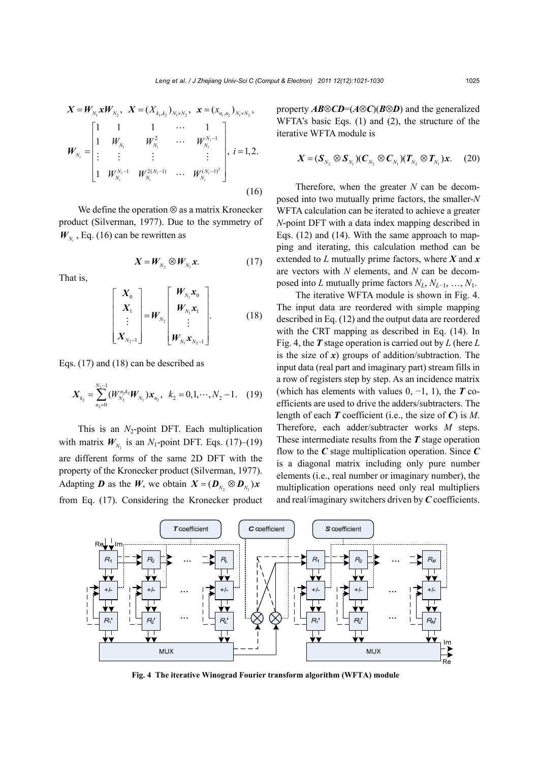$$\boldsymbol{X}=\boldsymbol{W}_{N_1}\boldsymbol{x}\boldsymbol{W}_{N_2},\quad \boldsymbol{X}=(X_{k_1,k_2})_{N_1\times N_2},\quad \boldsymbol{x}=(x_{n_1,n_2})_{N_1\times N_2},$$

$$\boldsymbol{W}_{N_i}=\begin{bmatrix}1 & 1 & 1 & \cdots & 1\\ 1 & W_{N_i} & W_{N_i}^2 & \cdots & W_{N_i}^{N_i-1}\\ \vdots & \vdots & \vdots & & \vdots\\ 1 & W_{N_i}^{N_i-1} & W_{N_i}^{2(N_i-1)} & \cdots & W_{N_i}^{(N_i-1)^2}\end{bmatrix},\ i=1,2. \tag{16}$$

We define the operation $\otimes$ as a matrix Kronecker product (Silverman, 1977). Due to the symmetry of $\boldsymbol{W}_{N_i}$, Eq. (16) can be rewritten as

$$\boldsymbol{X}=\boldsymbol{W}_{N_2}\otimes\boldsymbol{W}_{N_1}\boldsymbol{x}. \tag{17}$$

That is,

$$\begin{bmatrix}\boldsymbol{X}_0\\ \boldsymbol{X}_1\\ \vdots\\ \boldsymbol{X}_{N_2-1}\end{bmatrix}=\boldsymbol{W}_{N_2}\begin{bmatrix}\boldsymbol{W}_{N_1}\boldsymbol{x}_0\\ \boldsymbol{W}_{N_1}\boldsymbol{x}_1\\ \vdots\\ \boldsymbol{W}_{N_1}\boldsymbol{x}_{N_2-1}\end{bmatrix}. \tag{18}$$

Eqs. (17) and (18) can be described as

$$\boldsymbol{X}_{k_2}=\sum_{n_2=0}^{N_2-1}(W_{N_2}^{n_2k_2}\boldsymbol{W}_{N_1})\boldsymbol{x}_{n_2},\quad k_2=0,1,\cdots,N_2-1. \tag{19}$$

This is an $N_2$-point DFT. Each multiplication with matrix $\boldsymbol{W}_{N_1}$ is an $N_1$-point DFT. Eqs. (17)–(19) are different forms of the same 2D DFT with the property of the Kronecker product (Silverman, 1977). Adapting $\boldsymbol{D}$ as the $\boldsymbol{W}$, we obtain $\boldsymbol{X}=(\boldsymbol{D}_{N_2}\otimes\boldsymbol{D}_{N_1})\boldsymbol{x}$ from Eq. (17). Considering the Kronecker product property $\boldsymbol{AB}\otimes\boldsymbol{CD}=(\boldsymbol{A}\otimes\boldsymbol{C})(\boldsymbol{B}\otimes\boldsymbol{D})$ and the generalized WFTA's basic Eqs. (1) and (2), the structure of the iterative WFTA module is

$$\boldsymbol{X}=(\boldsymbol{S}_{N_2}\otimes\boldsymbol{S}_{N_1})(\boldsymbol{C}_{N_2}\otimes\boldsymbol{C}_{N_1})(\boldsymbol{T}_{N_2}\otimes\boldsymbol{T}_{N_1})\boldsymbol{x}. \tag{20}$$

Therefore, when the greater $N$ can be decomposed into two mutually prime factors, the smaller-$N$ WFTA calculation can be iterated to achieve a greater $N$-point DFT with a data index mapping described in Eqs. (12) and (14). With the same approach to mapping and iterating, this calculation method can be extended to $L$ mutually prime factors, where $\boldsymbol{X}$ and $\boldsymbol{x}$ are vectors with $N$ elements, and $N$ can be decomposed into $L$ mutually prime factors $N_L, N_{L-1}, \ldots, N_1$.

The iterative WFTA module is shown in Fig. 4. The input data are reordered with simple mapping described in Eq. (12) and the output data are reordered with the CRT mapping as described in Eq. (14). In Fig. 4, the $\boldsymbol{T}$ stage operation is carried out by $L$ (here $L$ is the size of $\boldsymbol{x}$) groups of addition/subtraction. The input data (real part and imaginary part) stream fills in a row of registers step by step. As an incidence matrix (which has elements with values 0, −1, 1), the $\boldsymbol{T}$ coefficients are used to drive the adders/subtracters. The length of each $\boldsymbol{T}$ coefficient (i.e., the size of $\boldsymbol{C}$) is $M$. Therefore, each adder/subtracter works $M$ steps. These intermediate results from the $\boldsymbol{T}$ stage operation flow to the $\boldsymbol{C}$ stage multiplication operation. Since $\boldsymbol{C}$ is a diagonal matrix including only pure number elements (i.e., real number or imaginary number), the multiplication operations need only real multipliers and real/imaginary switchers driven by $\boldsymbol{C}$ coefficients.

**Fig. 4 The iterative Winograd Fourier transform algorithm (WFTA) module**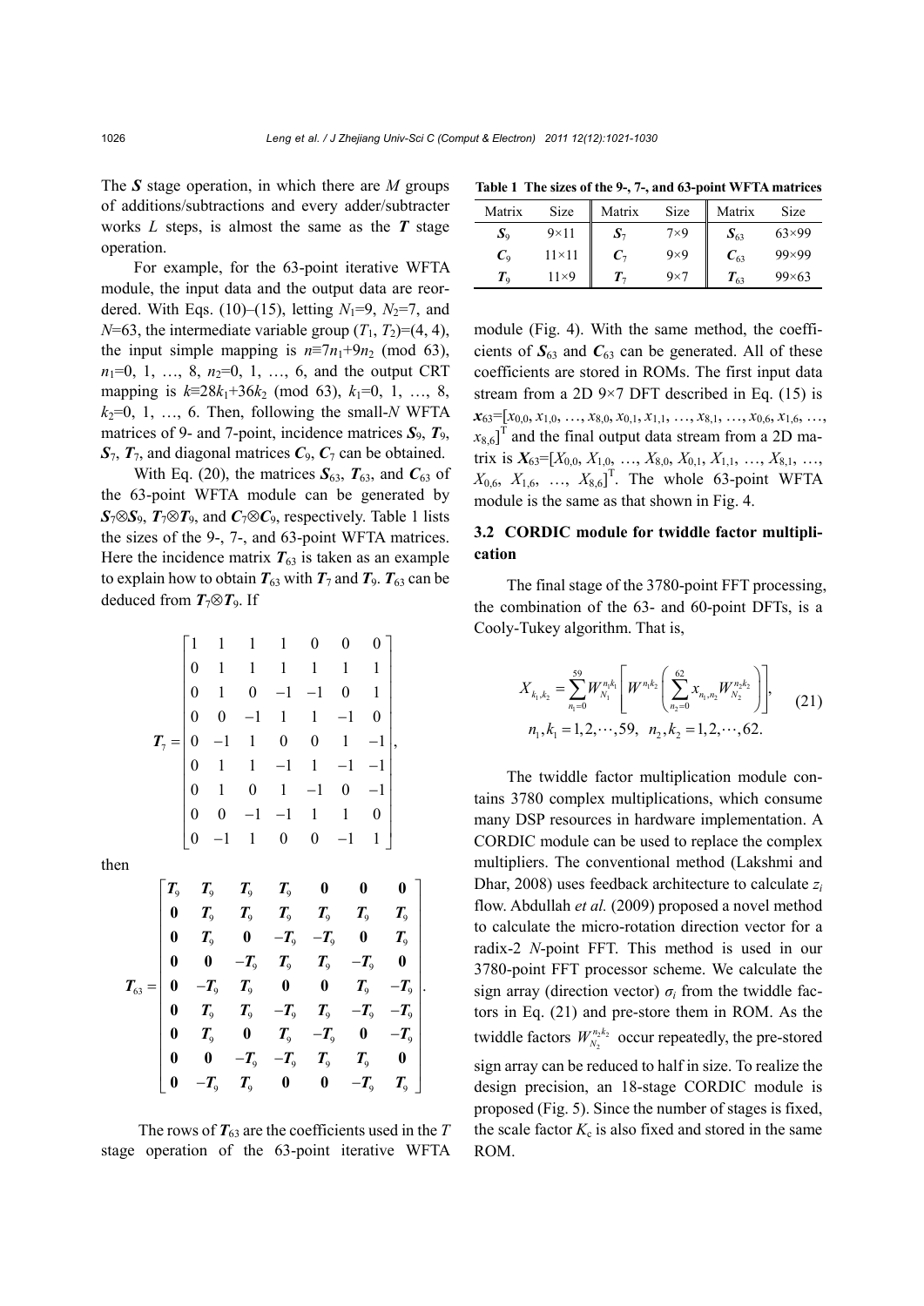The $\boldsymbol{S}$ stage operation, in which there are $M$ groups of additions/subtractions and every adder/subtracter works $L$ steps, is almost the same as the $\boldsymbol{T}$ stage operation.

For example, for the 63-point iterative WFTA module, the input data and the output data are reordered. With Eqs. (10)–(15), letting $N_1$=9, $N_2$=7, and $N$=63, the intermediate variable group ($T_1$, $T_2$)=(4, 4), the input simple mapping is $n \equiv 7n_1+9n_2 \pmod{63}$, $n_1$=0, 1, …, 8, $n_2$=0, 1, …, 6, and the output CRT mapping is $k \equiv 28k_1+36k_2 \pmod{63}$, $k_1$=0, 1, …, 8, $k_2$=0, 1, …, 6. Then, following the small-$N$ WFTA matrices of 9- and 7-point, incidence matrices $\boldsymbol{S}_9$, $\boldsymbol{T}_9$, $\boldsymbol{S}_7$, $\boldsymbol{T}_7$, and diagonal matrices $\boldsymbol{C}_9$, $\boldsymbol{C}_7$ can be obtained.

With Eq. (20), the matrices $\boldsymbol{S}_{63}$, $\boldsymbol{T}_{63}$, and $\boldsymbol{C}_{63}$ of the 63-point WFTA module can be generated by $\boldsymbol{S}_7 \otimes \boldsymbol{S}_9$, $\boldsymbol{T}_7 \otimes \boldsymbol{T}_9$, and $\boldsymbol{C}_7 \otimes \boldsymbol{C}_9$, respectively. Table 1 lists the sizes of the 9-, 7-, and 63-point WFTA matrices. Here the incidence matrix $\boldsymbol{T}_{63}$ is taken as an example to explain how to obtain $\boldsymbol{T}_{63}$ with $\boldsymbol{T}_7$ and $\boldsymbol{T}_9$. $\boldsymbol{T}_{63}$ can be deduced from $\boldsymbol{T}_7 \otimes \boldsymbol{T}_9$. If

$$
\boldsymbol{T}_7 = \begin{bmatrix}
1 & 1 & 1 & 1 & 0 & 0 & 0 \\
0 & 1 & 1 & 1 & 1 & 1 & 1 \\
0 & 1 & 0 & -1 & -1 & 0 & 1 \\
0 & 0 & -1 & 1 & 1 & -1 & 0 \\
0 & -1 & 1 & 0 & 0 & 1 & -1 \\
0 & 1 & 1 & -1 & 1 & -1 & -1 \\
0 & 1 & 0 & 1 & -1 & 0 & -1 \\
0 & 0 & -1 & -1 & 1 & 1 & 0 \\
0 & -1 & 1 & 0 & 0 & -1 & 1
\end{bmatrix},
$$

then

$$
\boldsymbol{T}_{63} = \begin{bmatrix}
\boldsymbol{T}_9 & \boldsymbol{T}_9 & \boldsymbol{T}_9 & \boldsymbol{T}_9 & \mathbf{0} & \mathbf{0} & \mathbf{0} \\
\mathbf{0} & \boldsymbol{T}_9 & \boldsymbol{T}_9 & \boldsymbol{T}_9 & \boldsymbol{T}_9 & \boldsymbol{T}_9 & \boldsymbol{T}_9 \\
\mathbf{0} & \boldsymbol{T}_9 & \mathbf{0} & -\boldsymbol{T}_9 & -\boldsymbol{T}_9 & \mathbf{0} & \boldsymbol{T}_9 \\
\mathbf{0} & \mathbf{0} & -\boldsymbol{T}_9 & \boldsymbol{T}_9 & \boldsymbol{T}_9 & -\boldsymbol{T}_9 & \mathbf{0} \\
\mathbf{0} & -\boldsymbol{T}_9 & \boldsymbol{T}_9 & \mathbf{0} & \mathbf{0} & \boldsymbol{T}_9 & -\boldsymbol{T}_9 \\
\mathbf{0} & \boldsymbol{T}_9 & \boldsymbol{T}_9 & -\boldsymbol{T}_9 & \boldsymbol{T}_9 & -\boldsymbol{T}_9 & -\boldsymbol{T}_9 \\
\mathbf{0} & \boldsymbol{T}_9 & \mathbf{0} & \boldsymbol{T}_9 & -\boldsymbol{T}_9 & \mathbf{0} & -\boldsymbol{T}_9 \\
\mathbf{0} & \mathbf{0} & -\boldsymbol{T}_9 & -\boldsymbol{T}_9 & \boldsymbol{T}_9 & \boldsymbol{T}_9 & \mathbf{0} \\
\mathbf{0} & -\boldsymbol{T}_9 & \boldsymbol{T}_9 & \mathbf{0} & \mathbf{0} & -\boldsymbol{T}_9 & \boldsymbol{T}_9
\end{bmatrix}.
$$

The rows of $\boldsymbol{T}_{63}$ are the coefficients used in the $T$ stage operation of the 63-point iterative WFTA module (Fig. 4). With the same method, the coefficients of $\boldsymbol{S}_{63}$ and $\boldsymbol{C}_{63}$ can be generated. All of these coefficients are stored in ROMs. The first input data stream from a 2D 9×7 DFT described in Eq. (15) is $\boldsymbol{x}_{63}=[x_{0,0}, x_{1,0}, \ldots, x_{8,0}, x_{0,1}, x_{1,1}, \ldots, x_{8,1}, \ldots, x_{0,6}, x_{1,6}, \ldots, x_{8,6}]^{\mathrm{T}}$ and the final output data stream from a 2D matrix is $\boldsymbol{X}_{63}=[X_{0,0}, X_{1,0}, \ldots, X_{8,0}, X_{0,1}, X_{1,1}, \ldots, X_{8,1}, \ldots, X_{0,6}, X_{1,6}, \ldots, X_{8,6}]^{\mathrm{T}}$. The whole 63-point WFTA module is the same as that shown in Fig. 4.

**Table 1 The sizes of the 9-, 7-, and 63-point WFTA matrices**

| Matrix | Size | Matrix | Size | Matrix | Size |
|---|---|---|---|---|---|
| $\boldsymbol{S}_9$ | 9×11 | $\boldsymbol{S}_7$ | 7×9 | $\boldsymbol{S}_{63}$ | 63×99 |
| $\boldsymbol{C}_9$ | 11×11 | $\boldsymbol{C}_7$ | 9×9 | $\boldsymbol{C}_{63}$ | 99×99 |
| $\boldsymbol{T}_9$ | 11×9 | $\boldsymbol{T}_7$ | 9×7 | $\boldsymbol{T}_{63}$ | 99×63 |

### 3.2 CORDIC module for twiddle factor multiplication

The final stage of the 3780-point FFT processing, the combination of the 63- and 60-point DFTs, is a Cooly-Tukey algorithm. That is,

$$
X_{k_1,k_2} = \sum_{n_1=0}^{59} W_{N_1}^{n_1k_1} \left[ W^{n_1k_2} \left( \sum_{n_2=0}^{62} x_{n_1,n_2} W_{N_2}^{n_2k_2} \right) \right],
$$
$$
n_1, k_1 = 1, 2, \cdots, 59, \quad n_2, k_2 = 1, 2, \cdots, 62. \tag{21}
$$

The twiddle factor multiplication module contains 3780 complex multiplications, which consume many DSP resources in hardware implementation. A CORDIC module can be used to replace the complex multipliers. The conventional method (Lakshmi and Dhar, 2008) uses feedback architecture to calculate $z_i$ flow. Abdullah *et al.* (2009) proposed a novel method to calculate the micro-rotation direction vector for a radix-2 $N$-point FFT. This method is used in our 3780-point FFT processor scheme. We calculate the sign array (direction vector) $\sigma_i$ from the twiddle factors in Eq. (21) and pre-store them in ROM. As the twiddle factors $W_{N_2}^{n_2k_2}$ occur repeatedly, the pre-stored sign array can be reduced to half in size. To realize the design precision, an 18-stage CORDIC module is proposed (Fig. 5). Since the number of stages is fixed, the scale factor $K_c$ is also fixed and stored in the same ROM.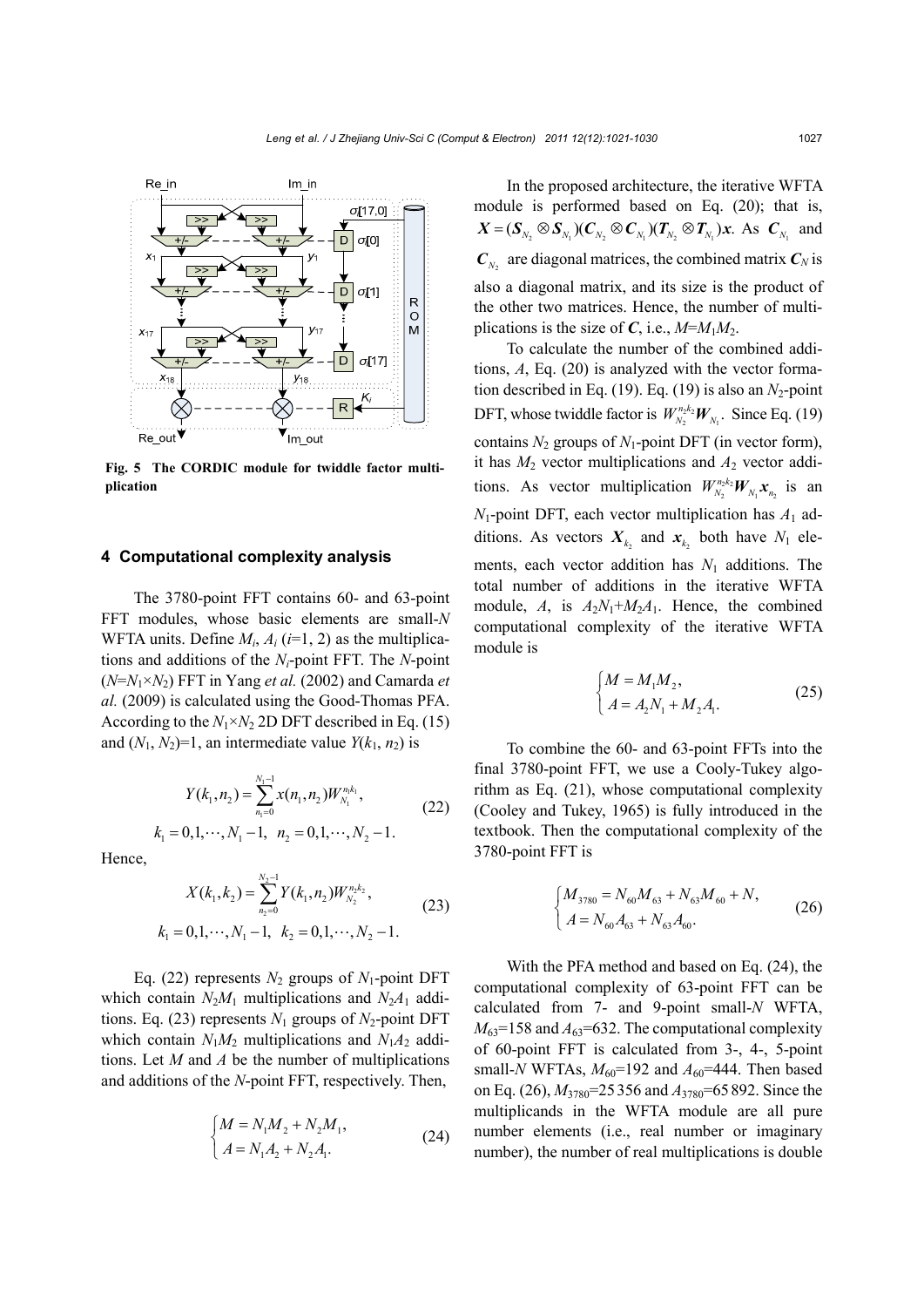Fig. 5 The CORDIC module for twiddle factor multiplication

## 4 Computational complexity analysis

The 3780-point FFT contains 60- and 63-point FFT modules, whose basic elements are small-$N$ WFTA units. Define $M_i$, $A_i$ ($i$=1, 2) as the multiplications and additions of the $N_i$-point FFT. The $N$-point ($N$=$N_1$×$N_2$) FFT in Yang *et al.* (2002) and Camarda *et al.* (2009) is calculated using the Good-Thomas PFA. According to the $N_1$×$N_2$ 2D DFT described in Eq. (15) and ($N_1$, $N_2$)=1, an intermediate value $Y(k_1, n_2)$ is

$$Y(k_1,n_2)=\sum_{n_1=0}^{N_1-1}x(n_1,n_2)W_{N_1}^{n_1k_1},\quad k_1=0,1,\cdots,N_1-1,\ \ n_2=0,1,\cdots,N_2-1. \tag{22}$$

Hence,

$$X(k_1,k_2)=\sum_{n_2=0}^{N_2-1}Y(k_1,n_2)W_{N_2}^{n_2k_2},\quad k_1=0,1,\cdots,N_1-1,\ \ k_2=0,1,\cdots,N_2-1. \tag{23}$$

Eq. (22) represents $N_2$ groups of $N_1$-point DFT which contain $N_2M_1$ multiplications and $N_2A_1$ additions. Eq. (23) represents $N_1$ groups of $N_2$-point DFT which contain $N_1M_2$ multiplications and $N_1A_2$ additions. Let $M$ and $A$ be the number of multiplications and additions of the $N$-point FFT, respectively. Then,

$$\begin{cases}M=N_1M_2+N_2M_1,\\ A=N_1A_2+N_2A_1.\end{cases} \tag{24}$$

In the proposed architecture, the iterative WFTA module is performed based on Eq. (20); that is, $\boldsymbol{X}=(\boldsymbol{S}_{N_2}\otimes\boldsymbol{S}_{N_1})(\boldsymbol{C}_{N_2}\otimes\boldsymbol{C}_{N_1})(\boldsymbol{T}_{N_2}\otimes\boldsymbol{T}_{N_1})\boldsymbol{x}$. As $\boldsymbol{C}_{N_1}$ and $\boldsymbol{C}_{N_2}$ are diagonal matrices, the combined matrix $\boldsymbol{C}_N$ is also a diagonal matrix, and its size is the product of the other two matrices. Hence, the number of multiplications is the size of $\boldsymbol{C}$, i.e., $M$=$M_1M_2$.

To calculate the number of the combined additions, $A$, Eq. (20) is analyzed with the vector formation described in Eq. (19). Eq. (19) is also an $N_2$-point DFT, whose twiddle factor is $W_{N_2}^{n_2k_2}\boldsymbol{W}_{N_1}$. Since Eq. (19) contains $N_2$ groups of $N_1$-point DFT (in vector form), it has $M_2$ vector multiplications and $A_2$ vector additions. As vector multiplication $W_{N_2}^{n_2k_2}\boldsymbol{W}_{N_1}\boldsymbol{x}_{n_2}$ is an $N_1$-point DFT, each vector multiplication has $A_1$ additions. As vectors $\boldsymbol{X}_{k_2}$ and $\boldsymbol{x}_{k_2}$ both have $N_1$ elements, each vector addition has $N_1$ additions. The total number of additions in the iterative WFTA module, $A$, is $A_2N_1$+$M_2A_1$. Hence, the combined computational complexity of the iterative WFTA module is

$$\begin{cases}M=M_1M_2,\\ A=A_2N_1+M_2A_1.\end{cases} \tag{25}$$

To combine the 60- and 63-point FFTs into the final 3780-point FFT, we use a Cooly-Tukey algorithm as Eq. (21), whose computational complexity (Cooley and Tukey, 1965) is fully introduced in the textbook. Then the computational complexity of the 3780-point FFT is

$$\begin{cases}M_{3780}=N_{60}M_{63}+N_{63}M_{60}+N,\\ A=N_{60}A_{63}+N_{63}A_{60}.\end{cases} \tag{26}$$

With the PFA method and based on Eq. (24), the computational complexity of 63-point FFT can be calculated from 7- and 9-point small-$N$ WFTA, $M_{63}$=158 and $A_{63}$=632. The computational complexity of 60-point FFT is calculated from 3-, 4-, 5-point small-$N$ WFTAs, $M_{60}$=192 and $A_{60}$=444. Then based on Eq. (26), $M_{3780}$=25 356 and $A_{3780}$=65 892. Since the multiplicands in the WFTA module are all pure number elements (i.e., real number or imaginary number), the number of real multiplications is double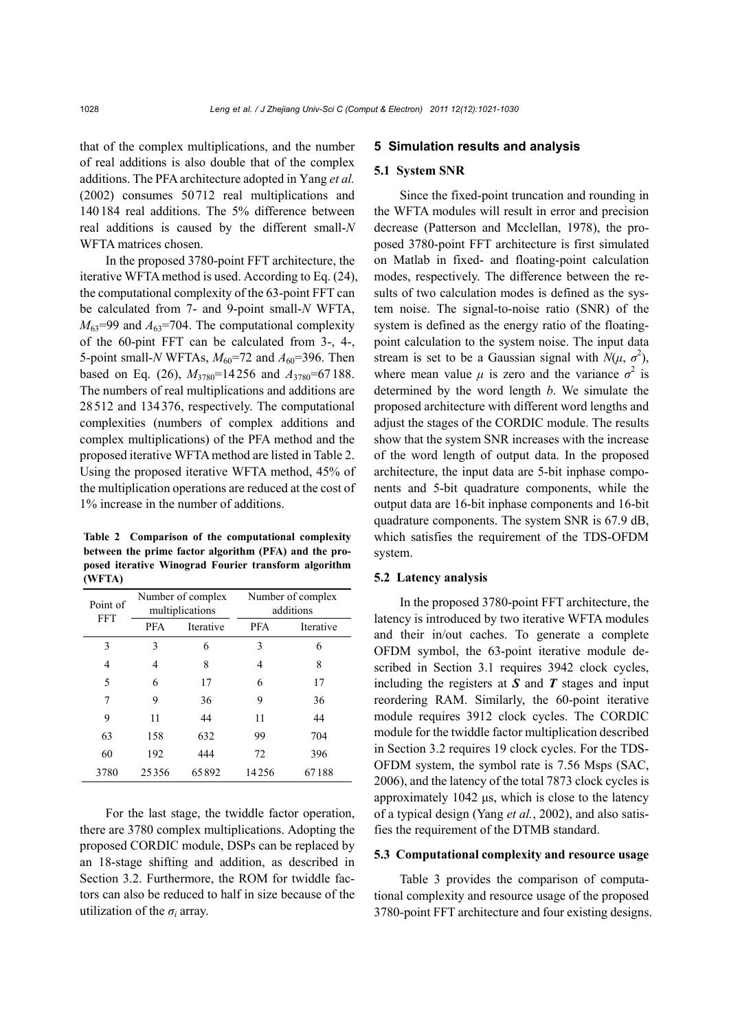that of the complex multiplications, and the number of real additions is also double that of the complex additions. The PFA architecture adopted in Yang *et al.* (2002) consumes 50 712 real multiplications and 140 184 real additions. The 5% difference between real additions is caused by the different small-$N$ WFTA matrices chosen.

In the proposed 3780-point FFT architecture, the iterative WFTA method is used. According to Eq. (24), the computational complexity of the 63-point FFT can be calculated from 7- and 9-point small-$N$ WFTA, $M_{63}$=99 and $A_{63}$=704. The computational complexity of the 60-pint FFT can be calculated from 3-, 4-, 5-point small-$N$ WFTAs, $M_{60}$=72 and $A_{60}$=396. Then based on Eq. (26), $M_{3780}$=14 256 and $A_{3780}$=67 188. The numbers of real multiplications and additions are 28 512 and 134 376, respectively. The computational complexities (numbers of complex additions and complex multiplications) of the PFA method and the proposed iterative WFTA method are listed in Table 2. Using the proposed iterative WFTA method, 45% of the multiplication operations are reduced at the cost of 1% increase in the number of additions.

**Table 2 Comparison of the computational complexity between the prime factor algorithm (PFA) and the proposed iterative Winograd Fourier transform algorithm (WFTA)**

| Point of FFT | Number of complex multiplications | | Number of complex additions | |
|---|---|---|---|---|
| | PFA | Iterative | PFA | Iterative |
| 3 | 3 | 6 | 3 | 6 |
| 4 | 4 | 8 | 4 | 8 |
| 5 | 6 | 17 | 6 | 17 |
| 7 | 9 | 36 | 9 | 36 |
| 9 | 11 | 44 | 11 | 44 |
| 63 | 158 | 632 | 99 | 704 |
| 60 | 192 | 444 | 72 | 396 |
| 3780 | 25356 | 65892 | 14256 | 67188 |

For the last stage, the twiddle factor operation, there are 3780 complex multiplications. Adopting the proposed CORDIC module, DSPs can be replaced by an 18-stage shifting and addition, as described in Section 3.2. Furthermore, the ROM for twiddle factors can also be reduced to half in size because of the utilization of the $\sigma_i$ array.

## 5 Simulation results and analysis

### 5.1 System SNR

Since the fixed-point truncation and rounding in the WFTA modules will result in error and precision decrease (Patterson and Mcclellan, 1978), the proposed 3780-point FFT architecture is first simulated on Matlab in fixed- and floating-point calculation modes, respectively. The difference between the results of two calculation modes is defined as the system noise. The signal-to-noise ratio (SNR) of the system is defined as the energy ratio of the floating-point calculation to the system noise. The input data stream is set to be a Gaussian signal with $N(\mu, \sigma^2)$, where mean value $\mu$ is zero and the variance $\sigma^2$ is determined by the word length $b$. We simulate the proposed architecture with different word lengths and adjust the stages of the CORDIC module. The results show that the system SNR increases with the increase of the word length of output data. In the proposed architecture, the input data are 5-bit inphase components and 5-bit quadrature components, while the output data are 16-bit inphase components and 16-bit quadrature components. The system SNR is 67.9 dB, which satisfies the requirement of the TDS-OFDM system.

### 5.2 Latency analysis

In the proposed 3780-point FFT architecture, the latency is introduced by two iterative WFTA modules and their in/out caches. To generate a complete OFDM symbol, the 63-point iterative module described in Section 3.1 requires 3942 clock cycles, including the registers at $\boldsymbol{S}$ and $\boldsymbol{T}$ stages and input reordering RAM. Similarly, the 60-point iterative module requires 3912 clock cycles. The CORDIC module for the twiddle factor multiplication described in Section 3.2 requires 19 clock cycles. For the TDS-OFDM system, the symbol rate is 7.56 Msps (SAC, 2006), and the latency of the total 7873 clock cycles is approximately 1042 μs, which is close to the latency of a typical design (Yang *et al.*, 2002), and also satisfies the requirement of the DTMB standard.

### 5.3 Computational complexity and resource usage

Table 3 provides the comparison of computational complexity and resource usage of the proposed 3780-point FFT architecture and four existing designs.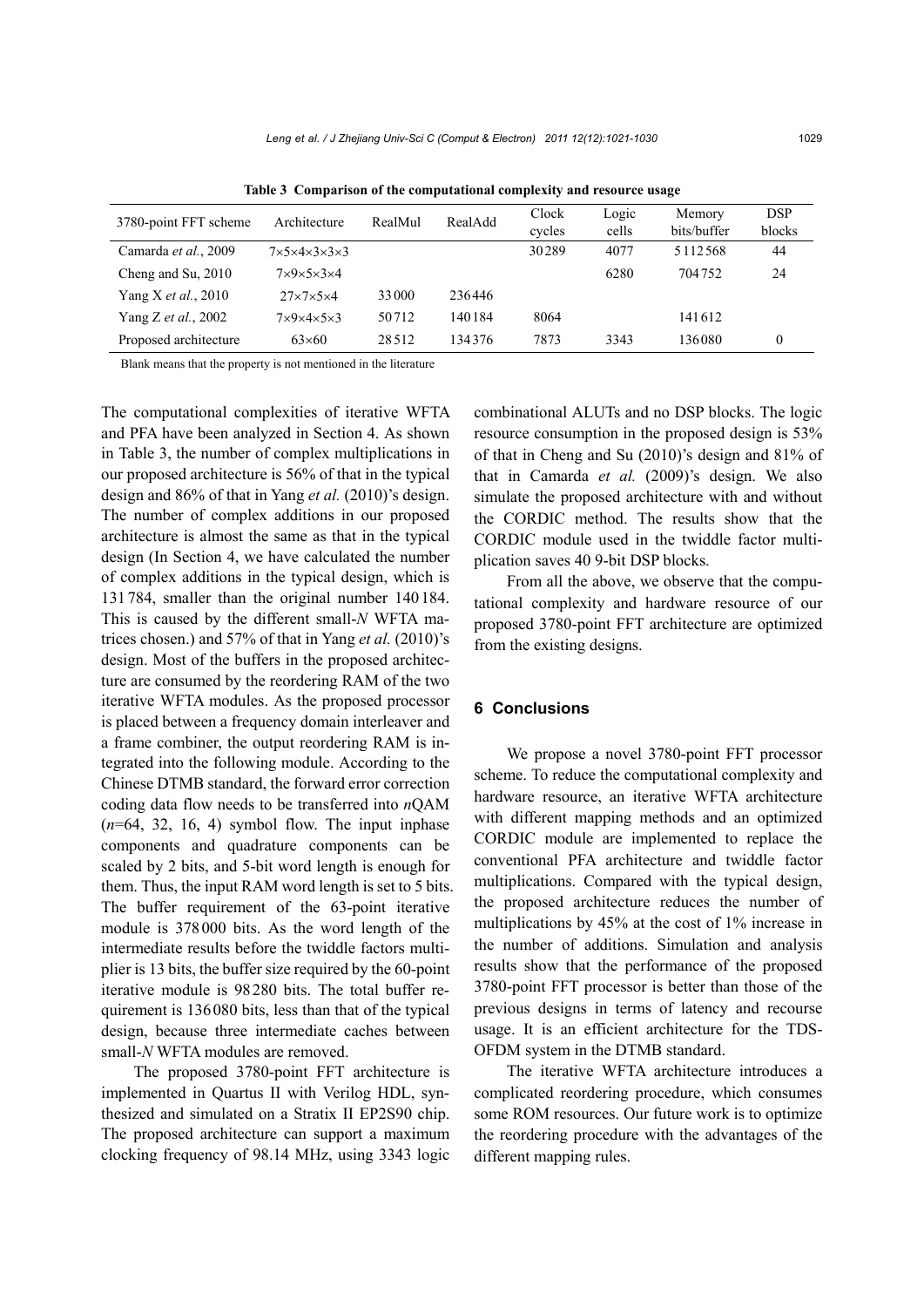**Table 3 Comparison of the computational complexity and resource usage**

| 3780-point FFT scheme | Architecture | RealMul | RealAdd | Clock cycles | Logic cells | Memory bits/buffer | DSP blocks |
|---|---|---|---|---|---|---|---|
| Camarda *et al.*, 2009 | 7×5×4×3×3×3 | | | 30289 | 4077 | 5112568 | 44 |
| Cheng and Su, 2010 | 7×9×5×3×4 | | | | 6280 | 704752 | 24 |
| Yang X *et al.*, 2010 | 27×7×5×4 | 33000 | 236446 | | | | |
| Yang Z *et al.*, 2002 | 7×9×4×5×3 | 50712 | 140184 | 8064 | | 141612 | |
| Proposed architecture | 63×60 | 28512 | 134376 | 7873 | 3343 | 136080 | 0 |

Blank means that the property is not mentioned in the literature

The computational complexities of iterative WFTA and PFA have been analyzed in Section 4. As shown in Table 3, the number of complex multiplications in our proposed architecture is 56% of that in the typical design and 86% of that in Yang *et al.* (2010)'s design. The number of complex additions in our proposed architecture is almost the same as that in the typical design (In Section 4, we have calculated the number of complex additions in the typical design, which is 131784, smaller than the original number 140184. This is caused by the different small-$N$ WFTA matrices chosen.) and 57% of that in Yang *et al.* (2010)'s design. Most of the buffers in the proposed architecture are consumed by the reordering RAM of the two iterative WFTA modules. As the proposed processor is placed between a frequency domain interleaver and a frame combiner, the output reordering RAM is integrated into the following module. According to the Chinese DTMB standard, the forward error correction coding data flow needs to be transferred into $n$QAM ($n$=64, 32, 16, 4) symbol flow. The input inphase components and quadrature components can be scaled by 2 bits, and 5-bit word length is enough for them. Thus, the input RAM word length is set to 5 bits. The buffer requirement of the 63-point iterative module is 378000 bits. As the word length of the intermediate results before the twiddle factors multiplier is 13 bits, the buffer size required by the 60-point iterative module is 98280 bits. The total buffer requirement is 136080 bits, less than that of the typical design, because three intermediate caches between small-$N$ WFTA modules are removed.

The proposed 3780-point FFT architecture is implemented in Quartus II with Verilog HDL, synthesized and simulated on a Stratix II EP2S90 chip. The proposed architecture can support a maximum clocking frequency of 98.14 MHz, using 3343 logic combinational ALUTs and no DSP blocks. The logic resource consumption in the proposed design is 53% of that in Cheng and Su (2010)'s design and 81% of that in Camarda *et al.* (2009)'s design. We also simulate the proposed architecture with and without the CORDIC method. The results show that the CORDIC module used in the twiddle factor multiplication saves 40 9-bit DSP blocks.

From all the above, we observe that the computational complexity and hardware resource of our proposed 3780-point FFT architecture are optimized from the existing designs.

## 6 Conclusions

We propose a novel 3780-point FFT processor scheme. To reduce the computational complexity and hardware resource, an iterative WFTA architecture with different mapping methods and an optimized CORDIC module are implemented to replace the conventional PFA architecture and twiddle factor multiplications. Compared with the typical design, the proposed architecture reduces the number of multiplications by 45% at the cost of 1% increase in the number of additions. Simulation and analysis results show that the performance of the proposed 3780-point FFT processor is better than those of the previous designs in terms of latency and recourse usage. It is an efficient architecture for the TDS-OFDM system in the DTMB standard.

The iterative WFTA architecture introduces a complicated reordering procedure, which consumes some ROM resources. Our future work is to optimize the reordering procedure with the advantages of the different mapping rules.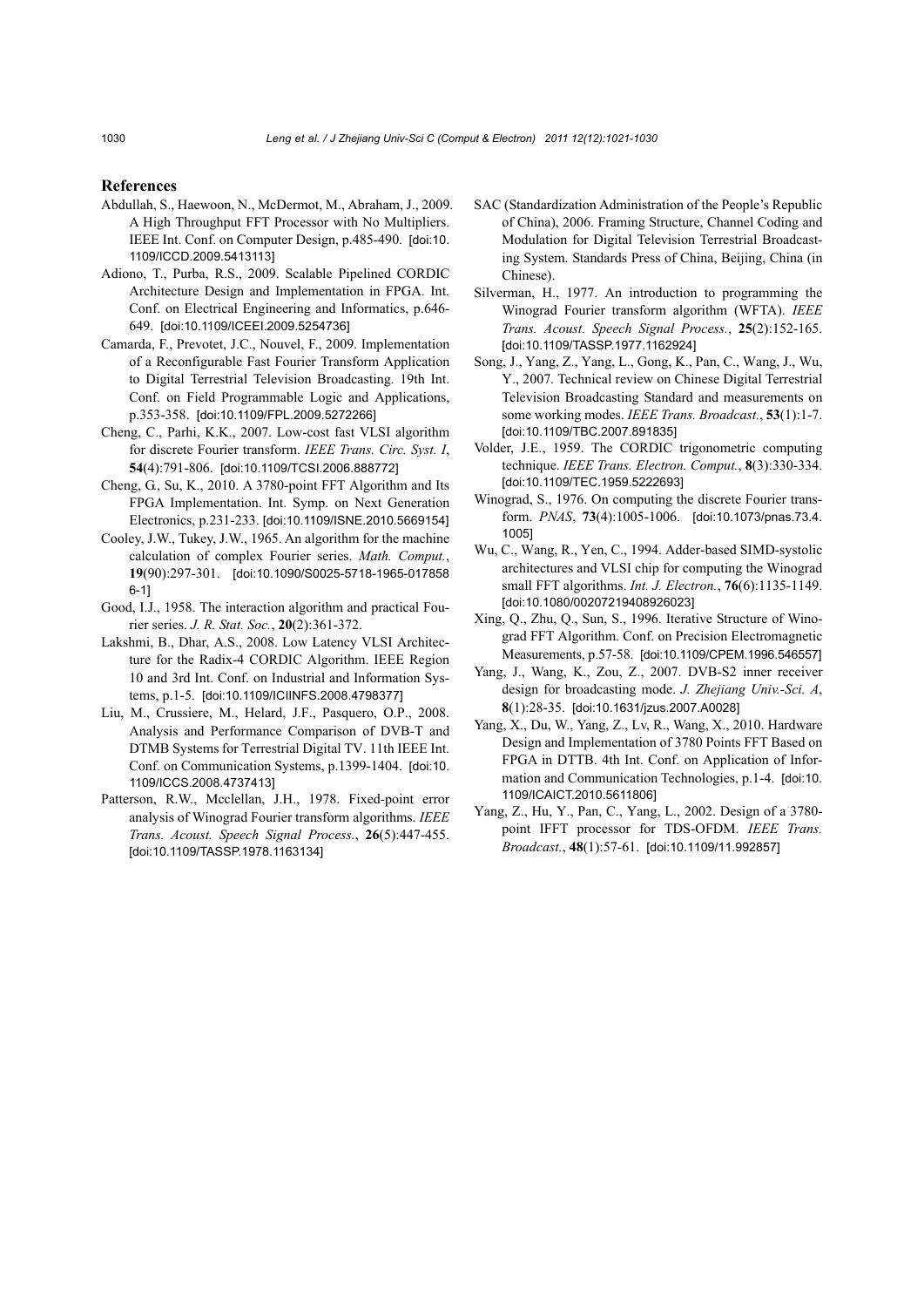## References

Abdullah, S., Haewoon, N., McDermot, M., Abraham, J., 2009. A High Throughput FFT Processor with No Multipliers. IEEE Int. Conf. on Computer Design, p.485-490. [doi:10.1109/ICCD.2009.5413113]

Adiono, T., Purba, R.S., 2009. Scalable Pipelined CORDIC Architecture Design and Implementation in FPGA. Int. Conf. on Electrical Engineering and Informatics, p.646-649. [doi:10.1109/ICEEI.2009.5254736]

Camarda, F., Prevotet, J.C., Nouvel, F., 2009. Implementation of a Reconfigurable Fast Fourier Transform Application to Digital Terrestrial Television Broadcasting. 19th Int. Conf. on Field Programmable Logic and Applications, p.353-358. [doi:10.1109/FPL.2009.5272266]

Cheng, C., Parhi, K.K., 2007. Low-cost fast VLSI algorithm for discrete Fourier transform. *IEEE Trans. Circ. Syst. I*, **54**(4):791-806. [doi:10.1109/TCSI.2006.888772]

Cheng, G., Su, K., 2010. A 3780-point FFT Algorithm and Its FPGA Implementation. Int. Symp. on Next Generation Electronics, p.231-233. [doi:10.1109/ISNE.2010.5669154]

Cooley, J.W., Tukey, J.W., 1965. An algorithm for the machine calculation of complex Fourier series. *Math. Comput.*, **19**(90):297-301. [doi:10.1090/S0025-5718-1965-0178586-1]

Good, I.J., 1958. The interaction algorithm and practical Fourier series. *J. R. Stat. Soc.*, **20**(2):361-372.

Lakshmi, B., Dhar, A.S., 2008. Low Latency VLSI Architecture for the Radix-4 CORDIC Algorithm. IEEE Region 10 and 3rd Int. Conf. on Industrial and Information Systems, p.1-5. [doi:10.1109/ICIINFS.2008.4798377]

Liu, M., Crussiere, M., Helard, J.F., Pasquero, O.P., 2008. Analysis and Performance Comparison of DVB-T and DTMB Systems for Terrestrial Digital TV. 11th IEEE Int. Conf. on Communication Systems, p.1399-1404. [doi:10.1109/ICCS.2008.4737413]

Patterson, R.W., Mcclellan, J.H., 1978. Fixed-point error analysis of Winograd Fourier transform algorithms. *IEEE Trans. Acoust. Speech Signal Process.*, **26**(5):447-455. [doi:10.1109/TASSP.1978.1163134]

SAC (Standardization Administration of the People's Republic of China), 2006. Framing Structure, Channel Coding and Modulation for Digital Television Terrestrial Broadcasting System. Standards Press of China, Beijing, China (in Chinese).

Silverman, H., 1977. An introduction to programming the Winograd Fourier transform algorithm (WFTA). *IEEE Trans. Acoust. Speech Signal Process.*, **25**(2):152-165. [doi:10.1109/TASSP.1977.1162924]

Song, J., Yang, Z., Yang, L., Gong, K., Pan, C., Wang, J., Wu, Y., 2007. Technical review on Chinese Digital Terrestrial Television Broadcasting Standard and measurements on some working modes. *IEEE Trans. Broadcast.*, **53**(1):1-7. [doi:10.1109/TBC.2007.891835]

Volder, J.E., 1959. The CORDIC trigonometric computing technique. *IEEE Trans. Electron. Comput.*, **8**(3):330-334. [doi:10.1109/TEC.1959.5222693]

Winograd, S., 1976. On computing the discrete Fourier transform. *PNAS*, **73**(4):1005-1006. [doi:10.1073/pnas.73.4.1005]

Wu, C., Wang, R., Yen, C., 1994. Adder-based SIMD-systolic architectures and VLSI chip for computing the Winograd small FFT algorithms. *Int. J. Electron.*, **76**(6):1135-1149. [doi:10.1080/00207219408926023]

Xing, Q., Zhu, Q., Sun, S., 1996. Iterative Structure of Winograd FFT Algorithm. Conf. on Precision Electromagnetic Measurements, p.57-58. [doi:10.1109/CPEM.1996.546557]

Yang, J., Wang, K., Zou, Z., 2007. DVB-S2 inner receiver design for broadcasting mode. *J. Zhejiang Univ.-Sci. A*, **8**(1):28-35. [doi:10.1631/jzus.2007.A0028]

Yang, X., Du, W., Yang, Z., Lv, R., Wang, X., 2010. Hardware Design and Implementation of 3780 Points FFT Based on FPGA in DTTB. 4th Int. Conf. on Application of Information and Communication Technologies, p.1-4. [doi:10.1109/ICAICT.2010.5611806]

Yang, Z., Hu, Y., Pan, C., Yang, L., 2002. Design of a 3780-point IFFT processor for TDS-OFDM. *IEEE Trans. Broadcast.*, **48**(1):57-61. [doi:10.1109/11.992857]